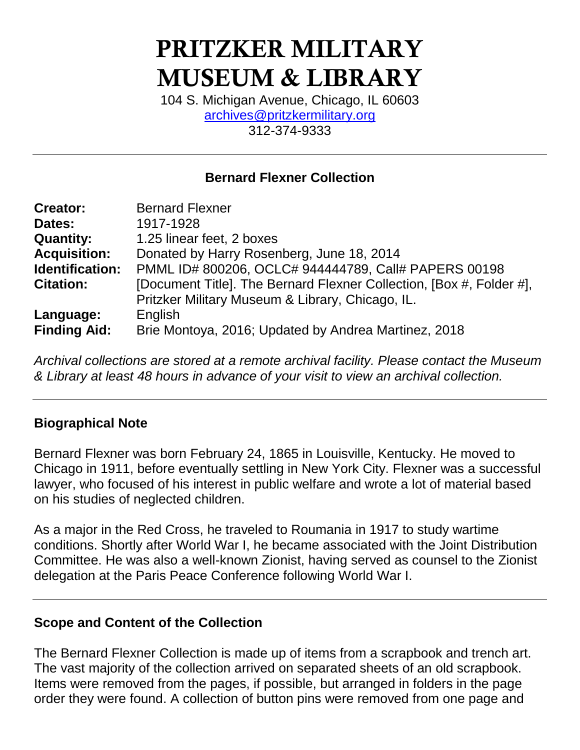# PRITZKER MILITARY MUSEUM & LIBRARY

104 S. Michigan Avenue, Chicago, IL 60603
archives@pritzkermilitary.org
312-374-9333

---

## Bernard Flexner Collection

| | |
|---|---|
| **Creator:** | Bernard Flexner |
| **Dates:** | 1917-1928 |
| **Quantity:** | 1.25 linear feet, 2 boxes |
| **Acquisition:** | Donated by Harry Rosenberg, June 18, 2014 |
| **Identification:** | PMML ID# 800206, OCLC# 944444789, Call# PAPERS 00198 |
| **Citation:** | [Document Title]. The Bernard Flexner Collection, [Box #, Folder #], Pritzker Military Museum & Library, Chicago, IL. |
| **Language:** | English |
| **Finding Aid:** | Brie Montoya, 2016; Updated by Andrea Martinez, 2018 |

*Archival collections are stored at a remote archival facility. Please contact the Museum & Library at least 48 hours in advance of your visit to view an archival collection.*

---

### Biographical Note

Bernard Flexner was born February 24, 1865 in Louisville, Kentucky. He moved to Chicago in 1911, before eventually settling in New York City. Flexner was a successful lawyer, who focused of his interest in public welfare and wrote a lot of material based on his studies of neglected children.

As a major in the Red Cross, he traveled to Roumania in 1917 to study wartime conditions. Shortly after World War I, he became associated with the Joint Distribution Committee. He was also a well-known Zionist, having served as counsel to the Zionist delegation at the Paris Peace Conference following World War I.

---

### Scope and Content of the Collection

The Bernard Flexner Collection is made up of items from a scrapbook and trench art. The vast majority of the collection arrived on separated sheets of an old scrapbook. Items were removed from the pages, if possible, but arranged in folders in the page order they were found. A collection of button pins were removed from one page and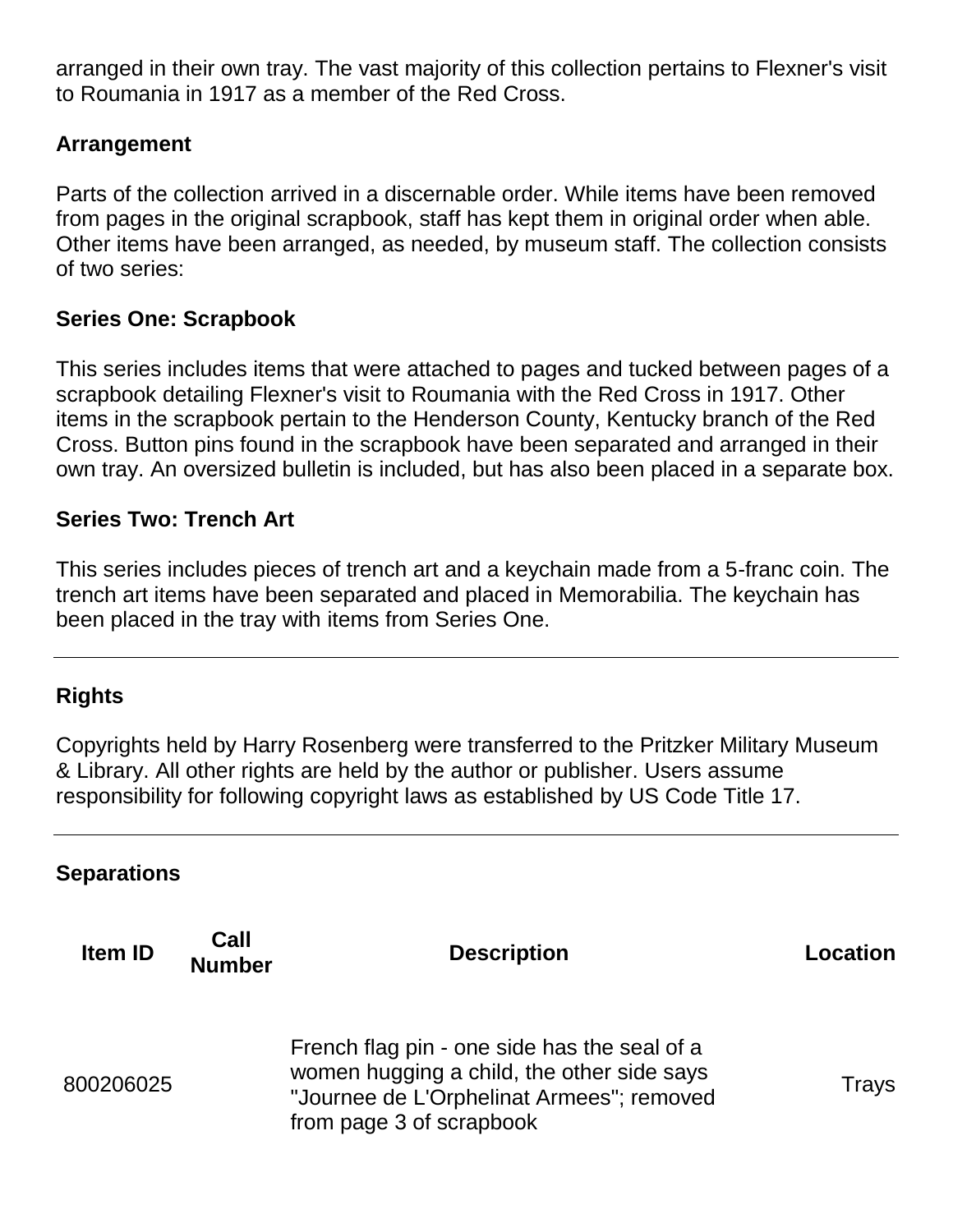arranged in their own tray. The vast majority of this collection pertains to Flexner's visit to Roumania in 1917 as a member of the Red Cross.

### Arrangement

Parts of the collection arrived in a discernable order. While items have been removed from pages in the original scrapbook, staff has kept them in original order when able. Other items have been arranged, as needed, by museum staff. The collection consists of two series:

### Series One: Scrapbook

This series includes items that were attached to pages and tucked between pages of a scrapbook detailing Flexner's visit to Roumania with the Red Cross in 1917. Other items in the scrapbook pertain to the Henderson County, Kentucky branch of the Red Cross. Button pins found in the scrapbook have been separated and arranged in their own tray. An oversized bulletin is included, but has also been placed in a separate box.

### Series Two: Trench Art

This series includes pieces of trench art and a keychain made from a 5-franc coin. The trench art items have been separated and placed in Memorabilia. The keychain has been placed in the tray with items from Series One.

---

### Rights

Copyrights held by Harry Rosenberg were transferred to the Pritzker Military Museum & Library. All other rights are held by the author or publisher. Users assume responsibility for following copyright laws as established by US Code Title 17.

---

### Separations

| Item ID | Call Number | Description | Location |
|---|---|---|---|
| 800206025 | | French flag pin - one side has the seal of a women hugging a child, the other side says "Journee de L'Orphelinat Armees"; removed from page 3 of scrapbook | Trays |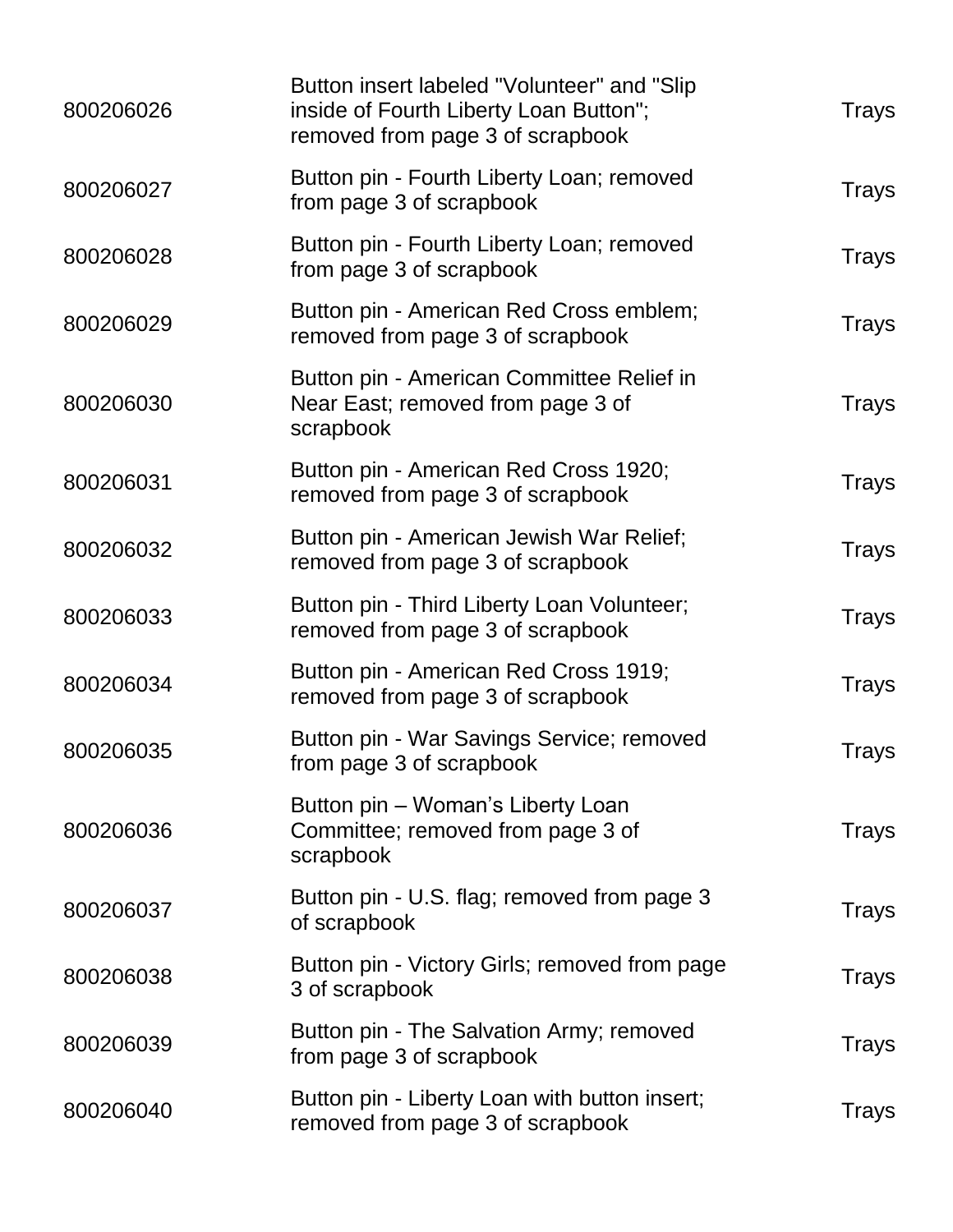| | | |
|---|---|---|
| 800206026 | Button insert labeled "Volunteer" and "Slip inside of Fourth Liberty Loan Button"; removed from page 3 of scrapbook | Trays |
| 800206027 | Button pin - Fourth Liberty Loan; removed from page 3 of scrapbook | Trays |
| 800206028 | Button pin - Fourth Liberty Loan; removed from page 3 of scrapbook | Trays |
| 800206029 | Button pin - American Red Cross emblem; removed from page 3 of scrapbook | Trays |
| 800206030 | Button pin - American Committee Relief in Near East; removed from page 3 of scrapbook | Trays |
| 800206031 | Button pin - American Red Cross 1920; removed from page 3 of scrapbook | Trays |
| 800206032 | Button pin - American Jewish War Relief; removed from page 3 of scrapbook | Trays |
| 800206033 | Button pin - Third Liberty Loan Volunteer; removed from page 3 of scrapbook | Trays |
| 800206034 | Button pin - American Red Cross 1919; removed from page 3 of scrapbook | Trays |
| 800206035 | Button pin - War Savings Service; removed from page 3 of scrapbook | Trays |
| 800206036 | Button pin – Woman’s Liberty Loan Committee; removed from page 3 of scrapbook | Trays |
| 800206037 | Button pin - U.S. flag; removed from page 3 of scrapbook | Trays |
| 800206038 | Button pin - Victory Girls; removed from page 3 of scrapbook | Trays |
| 800206039 | Button pin - The Salvation Army; removed from page 3 of scrapbook | Trays |
| 800206040 | Button pin - Liberty Loan with button insert; removed from page 3 of scrapbook | Trays |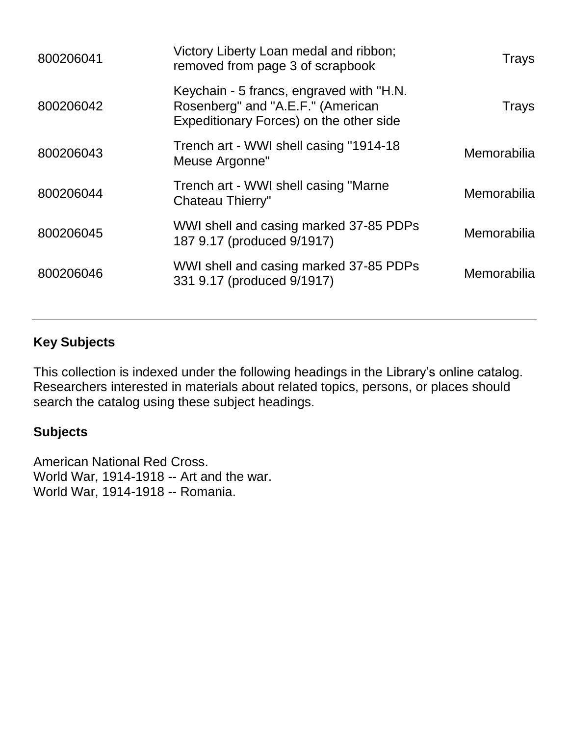| | | |
|---|---|---|
| 800206041 | Victory Liberty Loan medal and ribbon; removed from page 3 of scrapbook | Trays |
| 800206042 | Keychain - 5 francs, engraved with "H.N. Rosenberg" and "A.E.F." (American Expeditionary Forces) on the other side | Trays |
| 800206043 | Trench art - WWI shell casing "1914-18 Meuse Argonne" | Memorabilia |
| 800206044 | Trench art - WWI shell casing "Marne Chateau Thierry" | Memorabilia |
| 800206045 | WWI shell and casing marked 37-85 PDPs 187 9.17 (produced 9/1917) | Memorabilia |
| 800206046 | WWI shell and casing marked 37-85 PDPs 331 9.17 (produced 9/1917) | Memorabilia |

---

## Key Subjects

This collection is indexed under the following headings in the Library's online catalog. Researchers interested in materials about related topics, persons, or places should search the catalog using these subject headings.

### Subjects

American National Red Cross.
World War, 1914-1918 -- Art and the war.
World War, 1914-1918 -- Romania.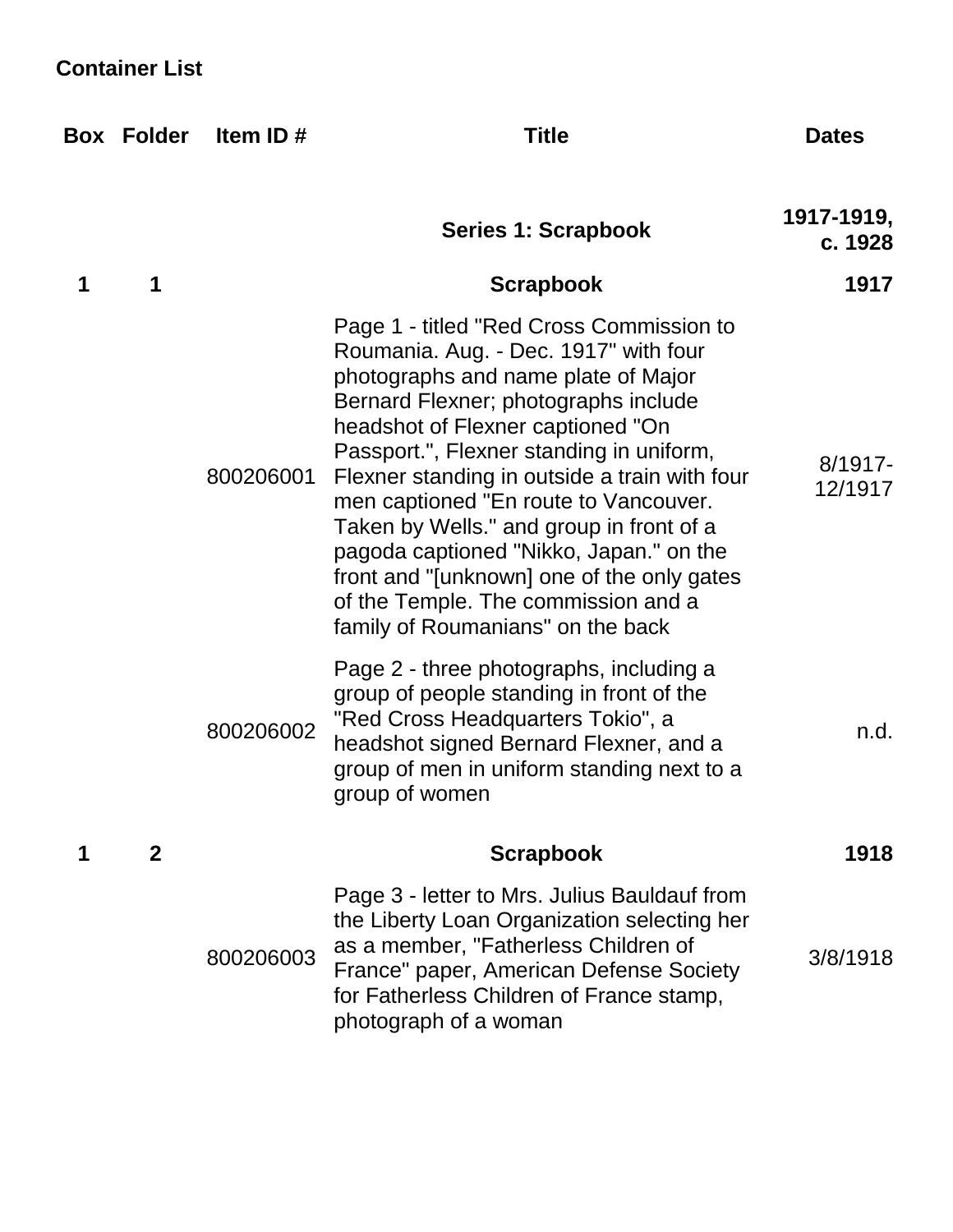## Container List

| Box | Folder | Item ID # | Title | Dates |
|---|---|---|---|---|
| | | | **Series 1: Scrapbook** | **1917-1919, c. 1928** |
| **1** | **1** | | **Scrapbook** | **1917** |
| | | 800206001 | Page 1 - titled "Red Cross Commission to Roumania. Aug. - Dec. 1917" with four photographs and name plate of Major Bernard Flexner; photographs include headshot of Flexner captioned "On Passport.", Flexner standing in uniform, Flexner standing in outside a train with four men captioned "En route to Vancouver. Taken by Wells." and group in front of a pagoda captioned "Nikko, Japan." on the front and "[unknown] one of the only gates of the Temple. The commission and a family of Roumanians" on the back | 8/1917-12/1917 |
| | | 800206002 | Page 2 - three photographs, including a group of people standing in front of the "Red Cross Headquarters Tokio", a headshot signed Bernard Flexner, and a group of men in uniform standing next to a group of women | n.d. |
| **1** | **2** | | **Scrapbook** | **1918** |
| | | 800206003 | Page 3 - letter to Mrs. Julius Bauldauf from the Liberty Loan Organization selecting her as a member, "Fatherless Children of France" paper, American Defense Society for Fatherless Children of France stamp, photograph of a woman | 3/8/1918 |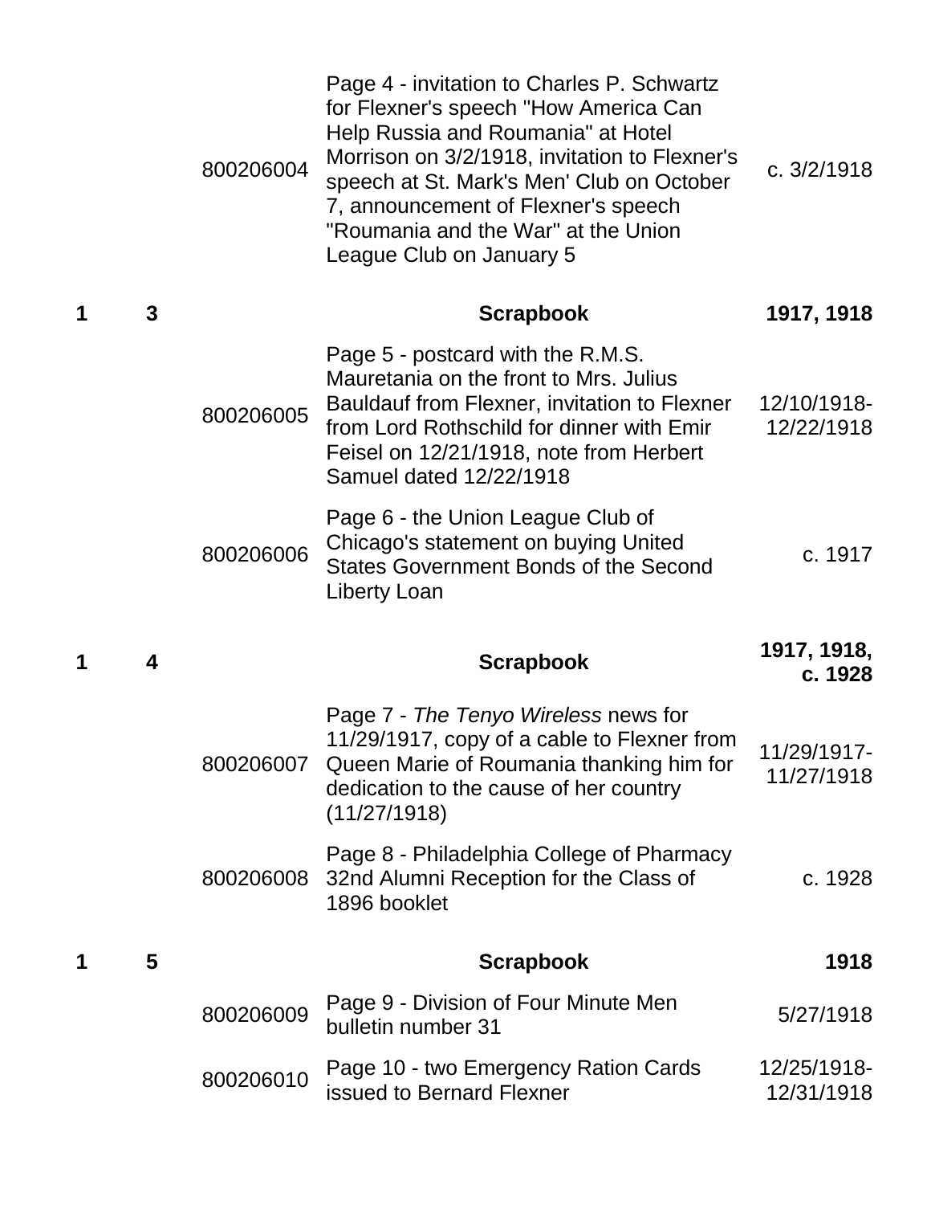| Box | Folder | Item ID | Description | Date |
|---|---|---|---|---|
| | | 800206004 | Page 4 - invitation to Charles P. Schwartz for Flexner's speech "How America Can Help Russia and Roumania" at Hotel Morrison on 3/2/1918, invitation to Flexner's speech at St. Mark's Men' Club on October 7, announcement of Flexner's speech "Roumania and the War" at the Union League Club on January 5 | c. 3/2/1918 |
| **1** | **3** | | **Scrapbook** | **1917, 1918** |
| | | 800206005 | Page 5 - postcard with the R.M.S. Mauretania on the front to Mrs. Julius Bauldauf from Flexner, invitation to Flexner from Lord Rothschild for dinner with Emir Feisel on 12/21/1918, note from Herbert Samuel dated 12/22/1918 | 12/10/1918-12/22/1918 |
| | | 800206006 | Page 6 - the Union League Club of Chicago's statement on buying United States Government Bonds of the Second Liberty Loan | c. 1917 |
| **1** | **4** | | **Scrapbook** | **1917, 1918, c. 1928** |
| | | 800206007 | Page 7 - *The Tenyo Wireless* news for 11/29/1917, copy of a cable to Flexner from Queen Marie of Roumania thanking him for dedication to the cause of her country (11/27/1918) | 11/29/1917-11/27/1918 |
| | | 800206008 | Page 8 - Philadelphia College of Pharmacy 32nd Alumni Reception for the Class of 1896 booklet | c. 1928 |
| **1** | **5** | | **Scrapbook** | **1918** |
| | | 800206009 | Page 9 - Division of Four Minute Men bulletin number 31 | 5/27/1918 |
| | | 800206010 | Page 10 - two Emergency Ration Cards issued to Bernard Flexner | 12/25/1918-12/31/1918 |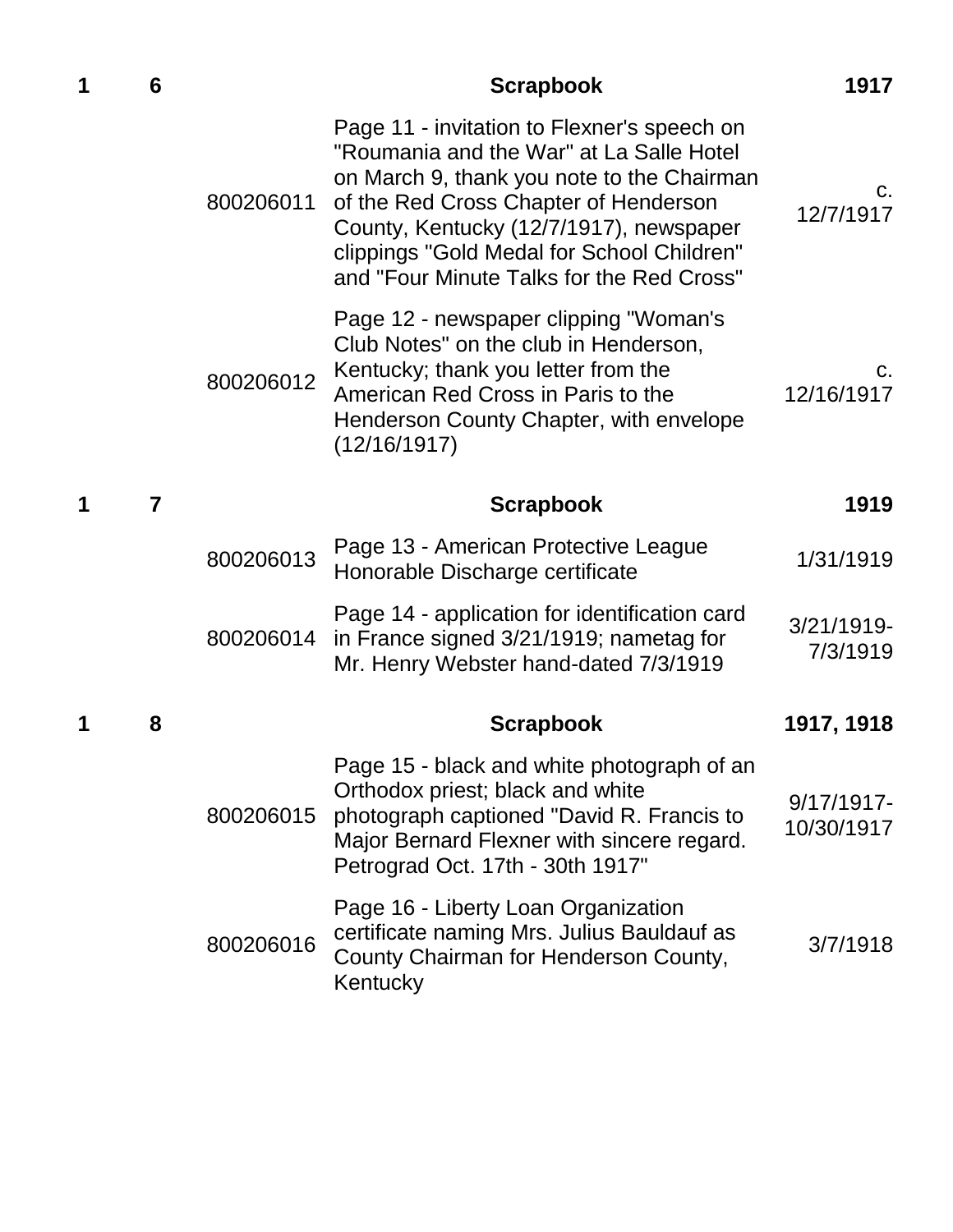| Box | Folder | Item | Description | Date |
| --- | --- | --- | --- | --- |
| 1 | 6 | | **Scrapbook** | **1917** |
| | | 800206011 | Page 11 - invitation to Flexner's speech on "Roumania and the War" at La Salle Hotel on March 9, thank you note to the Chairman of the Red Cross Chapter of Henderson County, Kentucky (12/7/1917), newspaper clippings "Gold Medal for School Children" and "Four Minute Talks for the Red Cross" | c. 12/7/1917 |
| | | 800206012 | Page 12 - newspaper clipping "Woman's Club Notes" on the club in Henderson, Kentucky; thank you letter from the American Red Cross in Paris to the Henderson County Chapter, with envelope (12/16/1917) | c. 12/16/1917 |
| 1 | 7 | | **Scrapbook** | **1919** |
| | | 800206013 | Page 13 - American Protective League Honorable Discharge certificate | 1/31/1919 |
| | | 800206014 | Page 14 - application for identification card in France signed 3/21/1919; nametag for Mr. Henry Webster hand-dated 7/3/1919 | 3/21/1919-7/3/1919 |
| 1 | 8 | | **Scrapbook** | **1917, 1918** |
| | | 800206015 | Page 15 - black and white photograph of an Orthodox priest; black and white photograph captioned "David R. Francis to Major Bernard Flexner with sincere regard. Petrograd Oct. 17th - 30th 1917" | 9/17/1917-10/30/1917 |
| | | 800206016 | Page 16 - Liberty Loan Organization certificate naming Mrs. Julius Bauldauf as County Chairman for Henderson County, Kentucky | 3/7/1918 |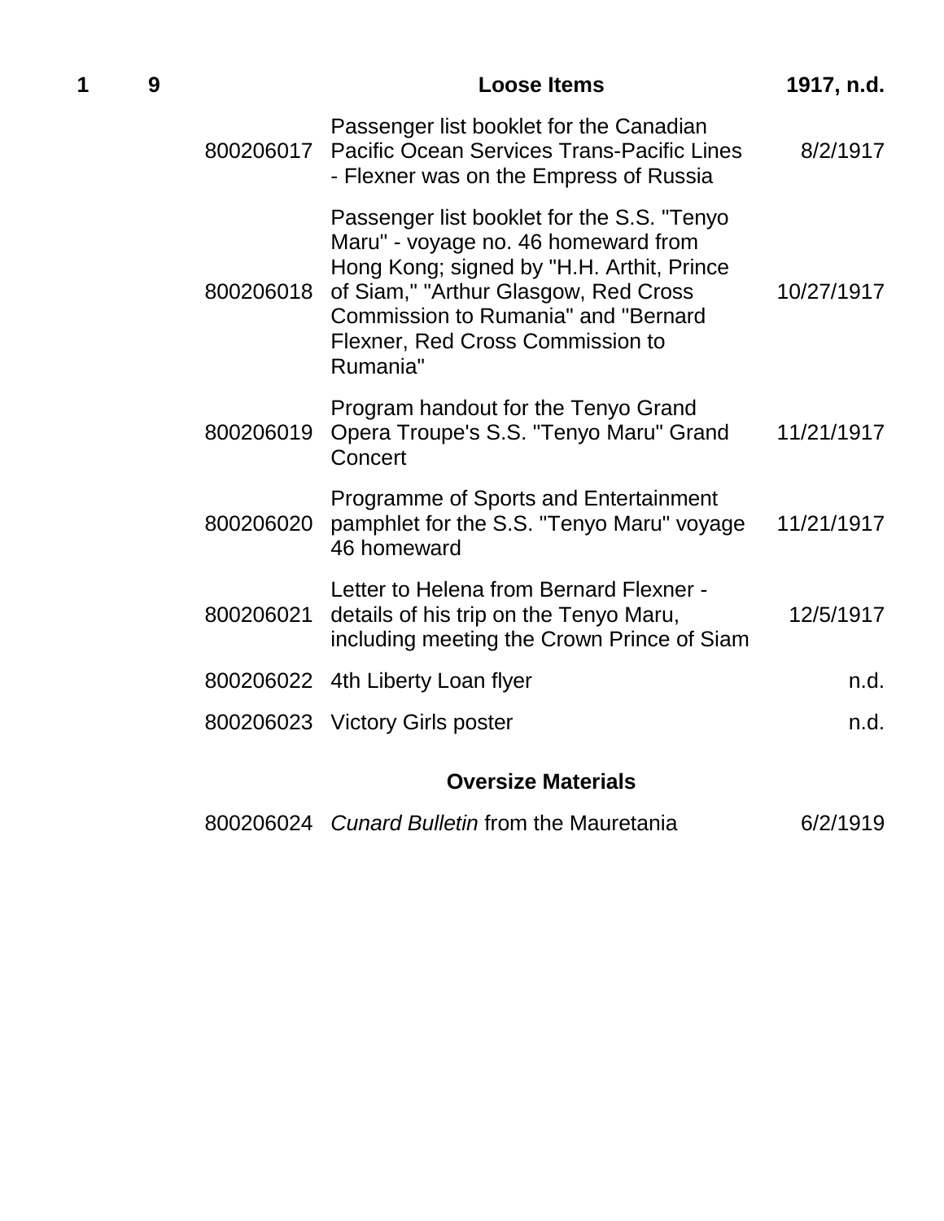| | | | | |
|---|---|---|---|---|
| **1** | **9** | | **Loose Items** | **1917, n.d.** |
| | | 800206017 | Passenger list booklet for the Canadian Pacific Ocean Services Trans-Pacific Lines - Flexner was on the Empress of Russia | 8/2/1917 |
| | | 800206018 | Passenger list booklet for the S.S. "Tenyo Maru" - voyage no. 46 homeward from Hong Kong; signed by "H.H. Arthit, Prince of Siam," "Arthur Glasgow, Red Cross Commission to Rumania" and "Bernard Flexner, Red Cross Commission to Rumania" | 10/27/1917 |
| | | 800206019 | Program handout for the Tenyo Grand Opera Troupe's S.S. "Tenyo Maru" Grand Concert | 11/21/1917 |
| | | 800206020 | Programme of Sports and Entertainment pamphlet for the S.S. "Tenyo Maru" voyage 46 homeward | 11/21/1917 |
| | | 800206021 | Letter to Helena from Bernard Flexner - details of his trip on the Tenyo Maru, including meeting the Crown Prince of Siam | 12/5/1917 |
| | | 800206022 | 4th Liberty Loan flyer | n.d. |
| | | 800206023 | Victory Girls poster | n.d. |
| | | | **Oversize Materials** | |
| | | 800206024 | *Cunard Bulletin* from the Mauretania | 6/2/1919 |